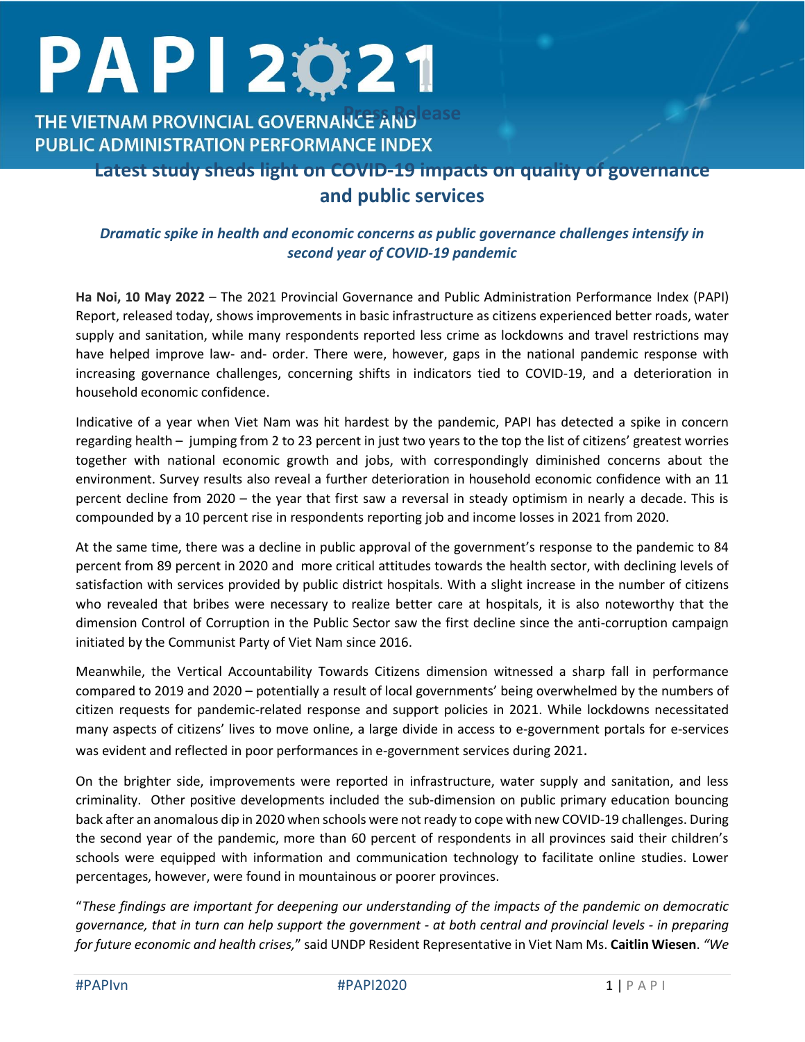# PAPI 2021

THE VIETNAM PROVINCIAL GOVERNANCE AND PUBLIC ADMINISTRATION PERFORMANCE INDEX

Press Release

## Latest study sheds light on COVID-19 impacts on quality of governance and public services

*Dramatic spike in health and economic concerns as public governance challenges intensify in second year of COVID-19 pandemic*

**Ha Noi, 10 May 2022** – The 2021 Provincial Governance and Public Administration Performance Index (PAPI) Report, released today, shows improvements in basic infrastructure as citizens experienced better roads, water supply and sanitation, while many respondents reported less crime as lockdowns and travel restrictions may have helped improve law- and- order. There were, however, gaps in the national pandemic response with increasing governance challenges, concerning shifts in indicators tied to COVID-19, and a deterioration in household economic confidence.

Indicative of a year when Viet Nam was hit hardest by the pandemic, PAPI has detected a spike in concern regarding health – jumping from 2 to 23 percent in just two years to the top the list of citizens' greatest worries together with national economic growth and jobs, with correspondingly diminished concerns about the environment. Survey results also reveal a further deterioration in household economic confidence with an 11 percent decline from 2020 – the year that first saw a reversal in steady optimism in nearly a decade. This is compounded by a 10 percent rise in respondents reporting job and income losses in 2021 from 2020.

At the same time, there was a decline in public approval of the government's response to the pandemic to 84 percent from 89 percent in 2020 and more critical attitudes towards the health sector, with declining levels of satisfaction with services provided by public district hospitals. With a slight increase in the number of citizens who revealed that bribes were necessary to realize better care at hospitals, it is also noteworthy that the dimension Control of Corruption in the Public Sector saw the first decline since the anti-corruption campaign initiated by the Communist Party of Viet Nam since 2016.

Meanwhile, the Vertical Accountability Towards Citizens dimension witnessed a sharp fall in performance compared to 2019 and 2020 – potentially a result of local governments' being overwhelmed by the numbers of citizen requests for pandemic-related response and support policies in 2021. While lockdowns necessitated many aspects of citizens' lives to move online, a large divide in access to e-government portals for e-services was evident and reflected in poor performances in e-government services during 2021.

On the brighter side, improvements were reported in infrastructure, water supply and sanitation, and less criminality. Other positive developments included the sub-dimension on public primary education bouncing back after an anomalous dip in 2020 when schools were not ready to cope with new COVID-19 challenges. During the second year of the pandemic, more than 60 percent of respondents in all provinces said their children's schools were equipped with information and communication technology to facilitate online studies. Lower percentages, however, were found in mountainous or poorer provinces.

"*These findings are important for deepening our understanding of the impacts of the pandemic on democratic governance, that in turn can help support the government - at both central and provincial levels - in preparing for future economic and health crises,*" said UNDP Resident Representative in Viet Nam Ms. **Caitlin Wiesen**. *"We*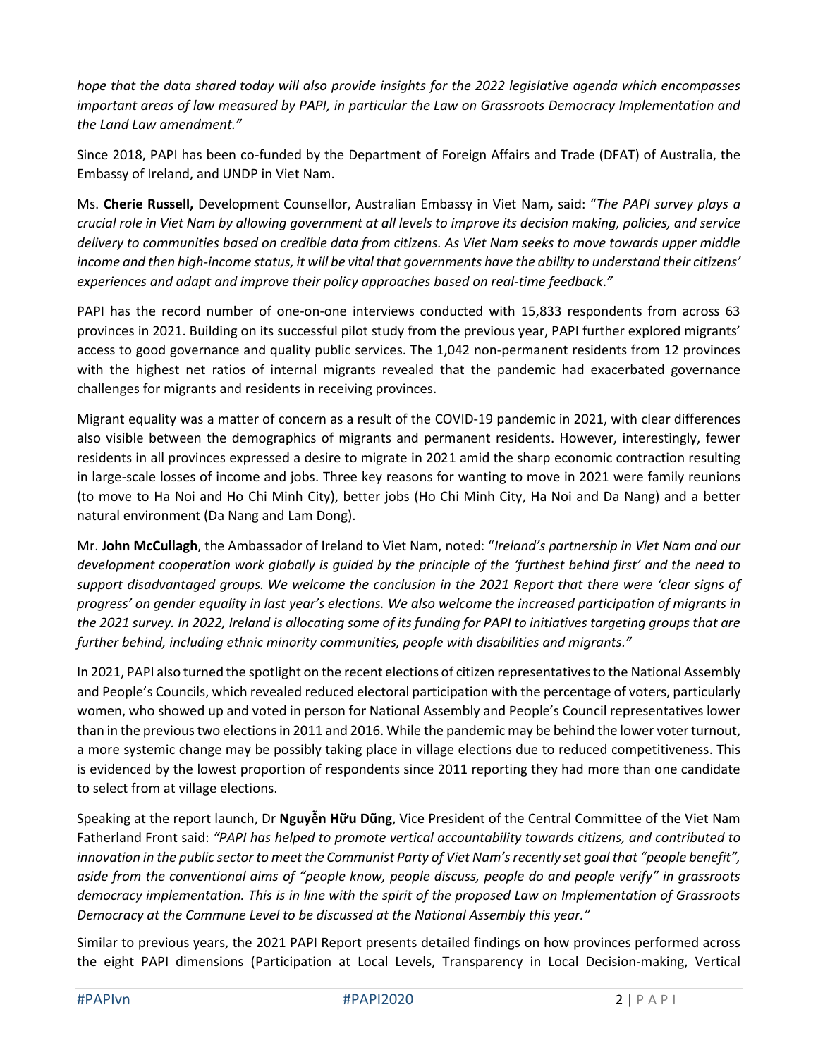*hope that the data shared today will also provide insights for the 2022 legislative agenda which encompasses important areas of law measured by PAPI, in particular the Law on Grassroots Democracy Implementation and the Land Law amendment."*

Since 2018, PAPI has been co-funded by the Department of Foreign Affairs and Trade (DFAT) of Australia, the Embassy of Ireland, and UNDP in Viet Nam.

Ms. **Cherie Russell,** Development Counsellor, Australian Embassy in Viet Nam**,** said: "*The PAPI survey plays a crucial role in Viet Nam by allowing government at all levels to improve its decision making, policies, and service delivery to communities based on credible data from citizens. As Viet Nam seeks to move towards upper middle income and then high-income status, it will be vital that governments have the ability to understand their citizens' experiences and adapt and improve their policy approaches based on real-time feedback."*

PAPI has the record number of one-on-one interviews conducted with 15,833 respondents from across 63 provinces in 2021. Building on its successful pilot study from the previous year, PAPI further explored migrants' access to good governance and quality public services. The 1,042 non-permanent residents from 12 provinces with the highest net ratios of internal migrants revealed that the pandemic had exacerbated governance challenges for migrants and residents in receiving provinces.

Migrant equality was a matter of concern as a result of the COVID-19 pandemic in 2021, with clear differences also visible between the demographics of migrants and permanent residents. However, interestingly, fewer residents in all provinces expressed a desire to migrate in 2021 amid the sharp economic contraction resulting in large-scale losses of income and jobs. Three key reasons for wanting to move in 2021 were family reunions (to move to Ha Noi and Ho Chi Minh City), better jobs (Ho Chi Minh City, Ha Noi and Da Nang) and a better natural environment (Da Nang and Lam Dong).

Mr. **John McCullagh**, the Ambassador of Ireland to Viet Nam, noted: "*Ireland's partnership in Viet Nam and our development cooperation work globally is guided by the principle of the 'furthest behind first' and the need to support disadvantaged groups. We welcome the conclusion in the 2021 Report that there were 'clear signs of progress' on gender equality in last year's elections. We also welcome the increased participation of migrants in the 2021 survey. In 2022, Ireland is allocating some of its funding for PAPI to initiatives targeting groups that are further behind, including ethnic minority communities, people with disabilities and migrants."*

In 2021, PAPI also turned the spotlight on the recent elections of citizen representatives to the National Assembly and People's Councils, which revealed reduced electoral participation with the percentage of voters, particularly women, who showed up and voted in person for National Assembly and People's Council representatives lower than in the previous two elections in 2011 and 2016. While the pandemic may be behind the lower voter turnout, a more systemic change may be possibly taking place in village elections due to reduced competitiveness. This is evidenced by the lowest proportion of respondents since 2011 reporting they had more than one candidate to select from at village elections.

Speaking at the report launch, Dr **Nguyễn Hữu Dũng**, Vice President of the Central Committee of the Viet Nam Fatherland Front said: *"PAPI has helped to promote vertical accountability towards citizens, and contributed to innovation in the public sector to meet the Communist Party of Viet Nam's recently set goal that "people benefit", aside from the conventional aims of "people know, people discuss, people do and people verify" in grassroots democracy implementation. This is in line with the spirit of the proposed Law on Implementation of Grassroots Democracy at the Commune Level to be discussed at the National Assembly this year."*

Similar to previous years, the 2021 PAPI Report presents detailed findings on how provinces performed across the eight PAPI dimensions (Participation at Local Levels, Transparency in Local Decision-making, Vertical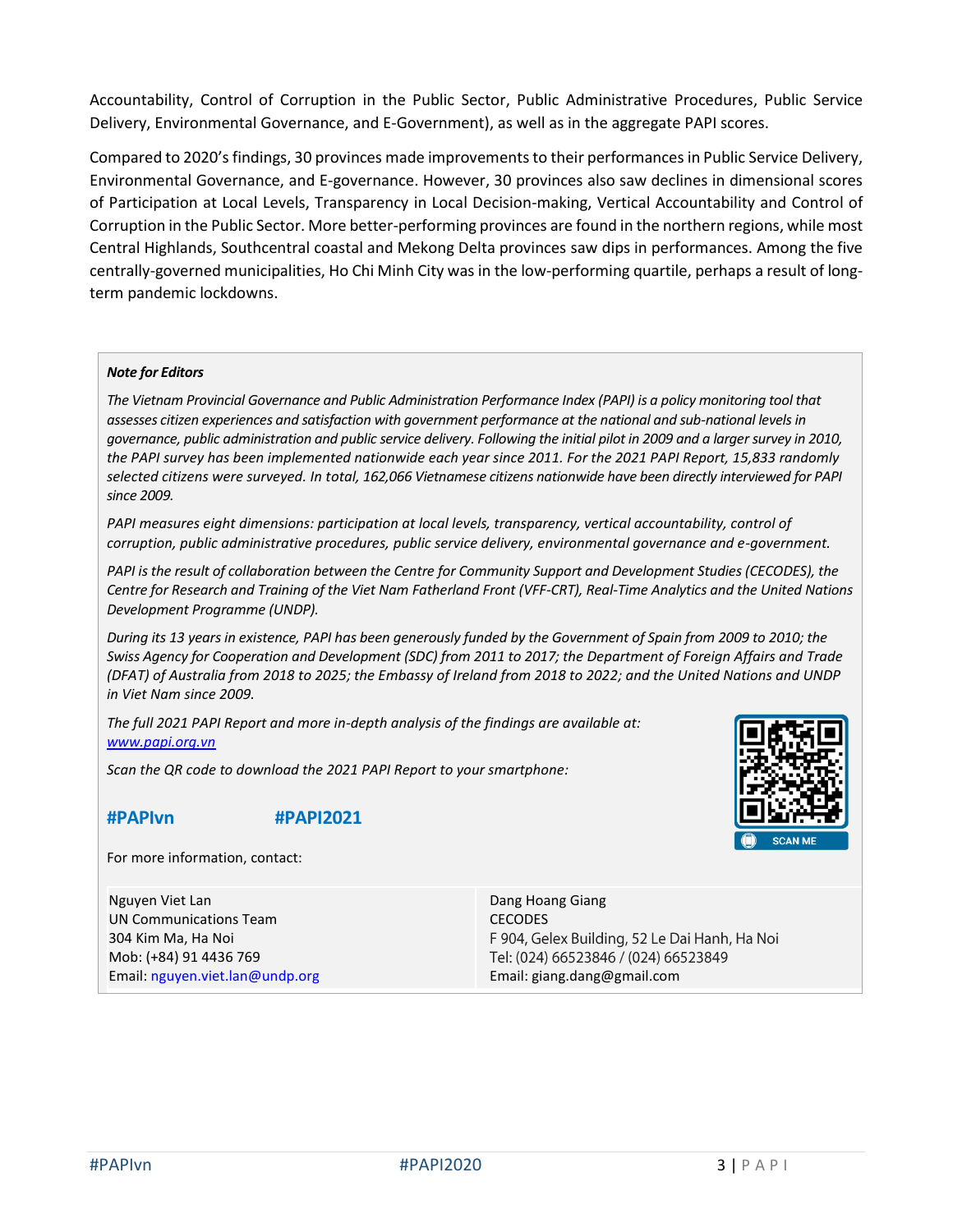Accountability, Control of Corruption in the Public Sector, Public Administrative Procedures, Public Service Delivery, Environmental Governance, and E-Government), as well as in the aggregate PAPI scores.

Compared to 2020's findings, 30 provinces made improvements to their performances in Public Service Delivery, Environmental Governance, and E-governance. However, 30 provinces also saw declines in dimensional scores of Participation at Local Levels, Transparency in Local Decision-making, Vertical Accountability and Control of Corruption in the Public Sector. More better-performing provinces are found in the northern regions, while most Central Highlands, Southcentral coastal and Mekong Delta provinces saw dips in performances. Among the five centrally-governed municipalities, Ho Chi Minh City was in the low-performing quartile, perhaps a result of long-term pandemic lockdowns.

***Note for Editors***

*The Vietnam Provincial Governance and Public Administration Performance Index (PAPI) is a policy monitoring tool that assesses citizen experiences and satisfaction with government performance at the national and sub-national levels in governance, public administration and public service delivery. Following the initial pilot in 2009 and a larger survey in 2010, the PAPI survey has been implemented nationwide each year since 2011. For the 2021 PAPI Report, 15,833 randomly selected citizens were surveyed. In total, 162,066 Vietnamese citizens nationwide have been directly interviewed for PAPI since 2009.*

*PAPI measures eight dimensions: participation at local levels, transparency, vertical accountability, control of corruption, public administrative procedures, public service delivery, environmental governance and e-government.*

*PAPI is the result of collaboration between the Centre for Community Support and Development Studies (CECODES), the Centre for Research and Training of the Viet Nam Fatherland Front (VFF-CRT), Real-Time Analytics and the United Nations Development Programme (UNDP).*

*During its 13 years in existence, PAPI has been generously funded by the Government of Spain from 2009 to 2010; the Swiss Agency for Cooperation and Development (SDC) from 2011 to 2017; the Department of Foreign Affairs and Trade (DFAT) of Australia from 2018 to 2025; the Embassy of Ireland from 2018 to 2022; and the United Nations and UNDP in Viet Nam since 2009.*

*The full 2021 PAPI Report and more in-depth analysis of the findings are available at:* *www.papi.org.vn*

*Scan the QR code to download the 2021 PAPI Report to your smartphone:*

SCAN ME

**#PAPIvn** **#PAPI2021**

For more information, contact:

| | |
|---|---|
| Nguyen Viet Lan<br>UN Communications Team<br>304 Kim Ma, Ha Noi<br>Mob: (+84) 91 4436 769<br>Email: nguyen.viet.lan@undp.org | Dang Hoang Giang<br>CECODES<br>F 904, Gelex Building, 52 Le Dai Hanh, Ha Noi<br>Tel: (024) 66523846 / (024) 66523849<br>Email: giang.dang@gmail.com |